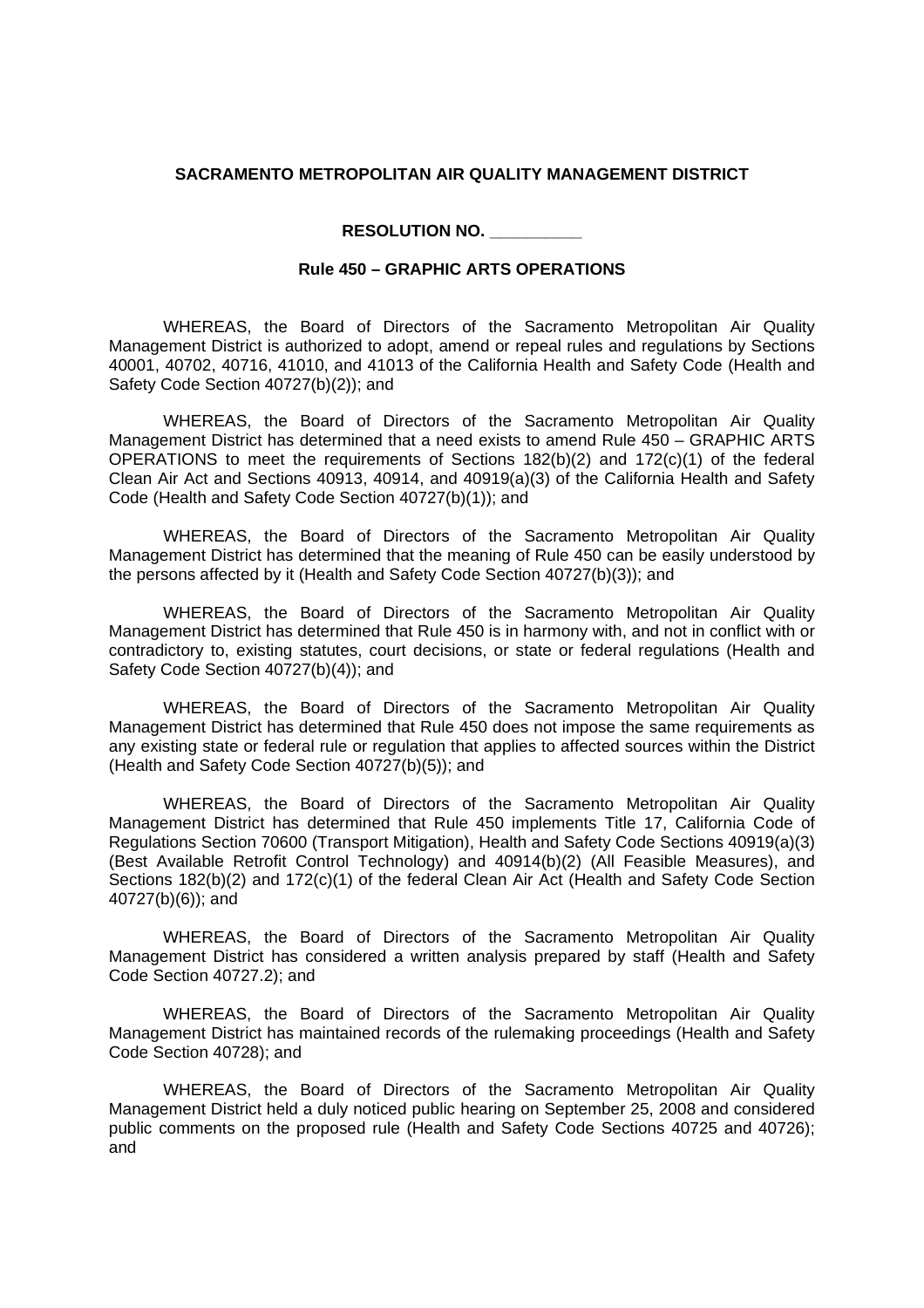**SACRAMENTO METROPOLITAN AIR QUALITY MANAGEMENT DISTRICT**

**RESOLUTION NO. __________**

**Rule 450 – GRAPHIC ARTS OPERATIONS**

WHEREAS, the Board of Directors of the Sacramento Metropolitan Air Quality Management District is authorized to adopt, amend or repeal rules and regulations by Sections 40001, 40702, 40716, 41010, and 41013 of the California Health and Safety Code (Health and Safety Code Section 40727(b)(2)); and

WHEREAS, the Board of Directors of the Sacramento Metropolitan Air Quality Management District has determined that a need exists to amend Rule 450 – GRAPHIC ARTS OPERATIONS to meet the requirements of Sections 182(b)(2) and 172(c)(1) of the federal Clean Air Act and Sections 40913, 40914, and 40919(a)(3) of the California Health and Safety Code (Health and Safety Code Section 40727(b)(1)); and

WHEREAS, the Board of Directors of the Sacramento Metropolitan Air Quality Management District has determined that the meaning of Rule 450 can be easily understood by the persons affected by it (Health and Safety Code Section 40727(b)(3)); and

WHEREAS, the Board of Directors of the Sacramento Metropolitan Air Quality Management District has determined that Rule 450 is in harmony with, and not in conflict with or contradictory to, existing statutes, court decisions, or state or federal regulations (Health and Safety Code Section 40727(b)(4)); and

WHEREAS, the Board of Directors of the Sacramento Metropolitan Air Quality Management District has determined that Rule 450 does not impose the same requirements as any existing state or federal rule or regulation that applies to affected sources within the District (Health and Safety Code Section 40727(b)(5)); and

WHEREAS, the Board of Directors of the Sacramento Metropolitan Air Quality Management District has determined that Rule 450 implements Title 17, California Code of Regulations Section 70600 (Transport Mitigation), Health and Safety Code Sections 40919(a)(3) (Best Available Retrofit Control Technology) and 40914(b)(2) (All Feasible Measures), and Sections 182(b)(2) and 172(c)(1) of the federal Clean Air Act (Health and Safety Code Section 40727(b)(6)); and

WHEREAS, the Board of Directors of the Sacramento Metropolitan Air Quality Management District has considered a written analysis prepared by staff (Health and Safety Code Section 40727.2); and

WHEREAS, the Board of Directors of the Sacramento Metropolitan Air Quality Management District has maintained records of the rulemaking proceedings (Health and Safety Code Section 40728); and

WHEREAS, the Board of Directors of the Sacramento Metropolitan Air Quality Management District held a duly noticed public hearing on September 25, 2008 and considered public comments on the proposed rule (Health and Safety Code Sections 40725 and 40726); and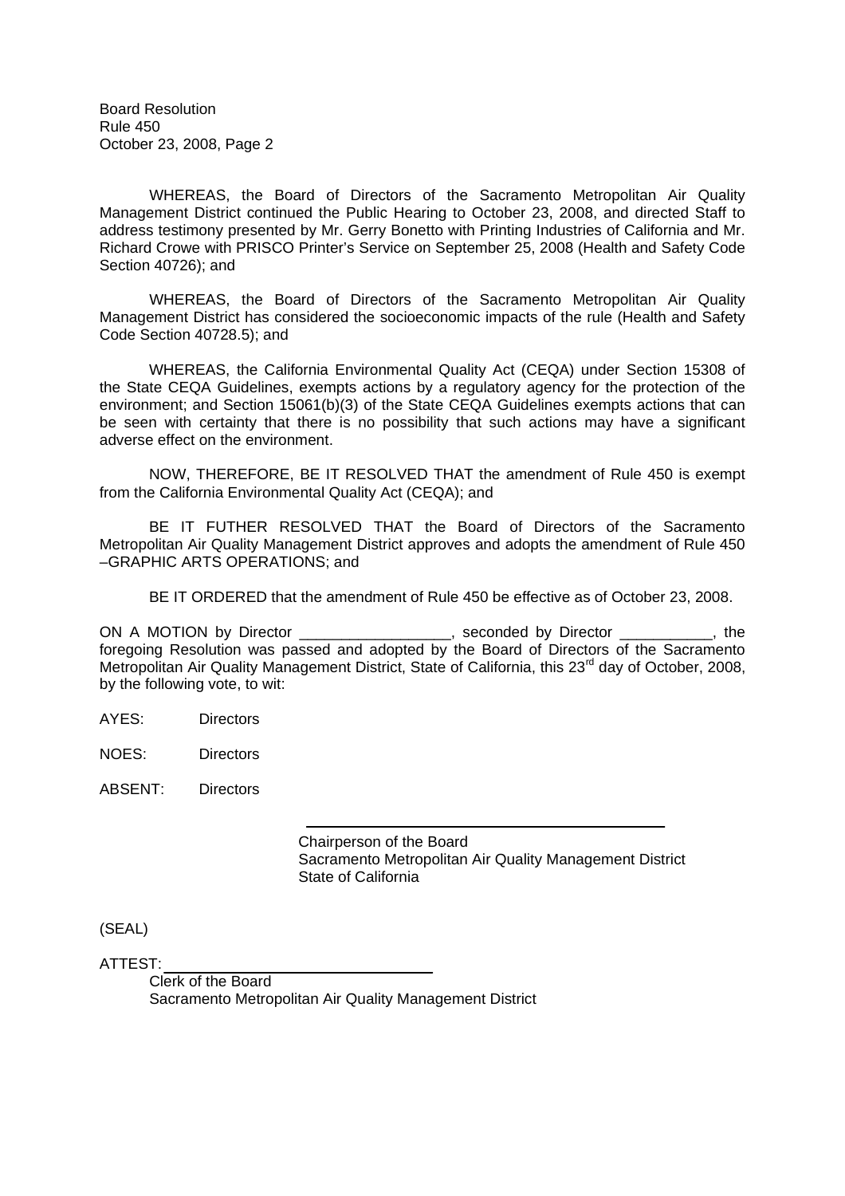WHEREAS, the Board of Directors of the Sacramento Metropolitan Air Quality Management District continued the Public Hearing to October 23, 2008, and directed Staff to address testimony presented by Mr. Gerry Bonetto with Printing Industries of California and Mr. Richard Crowe with PRISCO Printer's Service on September 25, 2008 (Health and Safety Code Section 40726); and

WHEREAS, the Board of Directors of the Sacramento Metropolitan Air Quality Management District has considered the socioeconomic impacts of the rule (Health and Safety Code Section 40728.5); and

WHEREAS, the California Environmental Quality Act (CEQA) under Section 15308 of the State CEQA Guidelines, exempts actions by a regulatory agency for the protection of the environment; and Section 15061(b)(3) of the State CEQA Guidelines exempts actions that can be seen with certainty that there is no possibility that such actions may have a significant adverse effect on the environment.

NOW, THEREFORE, BE IT RESOLVED THAT the amendment of Rule 450 is exempt from the California Environmental Quality Act (CEQA); and

BE IT FUTHER RESOLVED THAT the Board of Directors of the Sacramento Metropolitan Air Quality Management District approves and adopts the amendment of Rule 450 –GRAPHIC ARTS OPERATIONS; and

BE IT ORDERED that the amendment of Rule 450 be effective as of October 23, 2008.

ON A MOTION by Director __________________, seconded by Director ___________, the foregoing Resolution was passed and adopted by the Board of Directors of the Sacramento Metropolitan Air Quality Management District, State of California, this 23rd day of October, 2008, by the following vote, to wit:

AYES: Directors

NOES: Directors

ABSENT: Directors

_____________________________________________

Chairperson of the Board
Sacramento Metropolitan Air Quality Management District
State of California

(SEAL)

ATTEST: _______________________________

Clerk of the Board
Sacramento Metropolitan Air Quality Management District